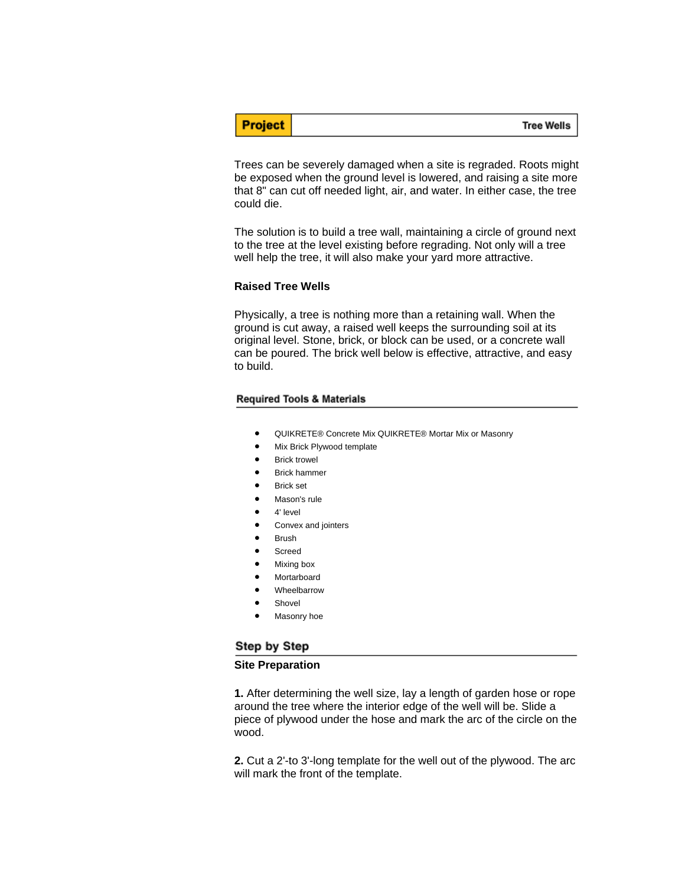| Project | Tree Wells |
|---|---|

Trees can be severely damaged when a site is regraded. Roots might be exposed when the ground level is lowered, and raising a site more that 8" can cut off needed light, air, and water. In either case, the tree could die.

The solution is to build a tree wall, maintaining a circle of ground next to the tree at the level existing before regrading. Not only will a tree well help the tree, it will also make your yard more attractive.

### Raised Tree Wells

Physically, a tree is nothing more than a retaining wall. When the ground is cut away, a raised well keeps the surrounding soil at its original level. Stone, brick, or block can be used, or a concrete wall can be poured. The brick well below is effective, attractive, and easy to build.

### Required Tools & Materials

- QUIKRETE® Concrete Mix QUIKRETE® Mortar Mix or Masonry
- Mix Brick Plywood template
- Brick trowel
- Brick hammer
- Brick set
- Mason's rule
- 4' level
- Convex and jointers
- Brush
- Screed
- Mixing box
- Mortarboard
- Wheelbarrow
- Shovel
- Masonry hoe

## Step by Step

### Site Preparation

**1.** After determining the well size, lay a length of garden hose or rope around the tree where the interior edge of the well will be. Slide a piece of plywood under the hose and mark the arc of the circle on the wood.

**2.** Cut a 2'-to 3'-long template for the well out of the plywood. The arc will mark the front of the template.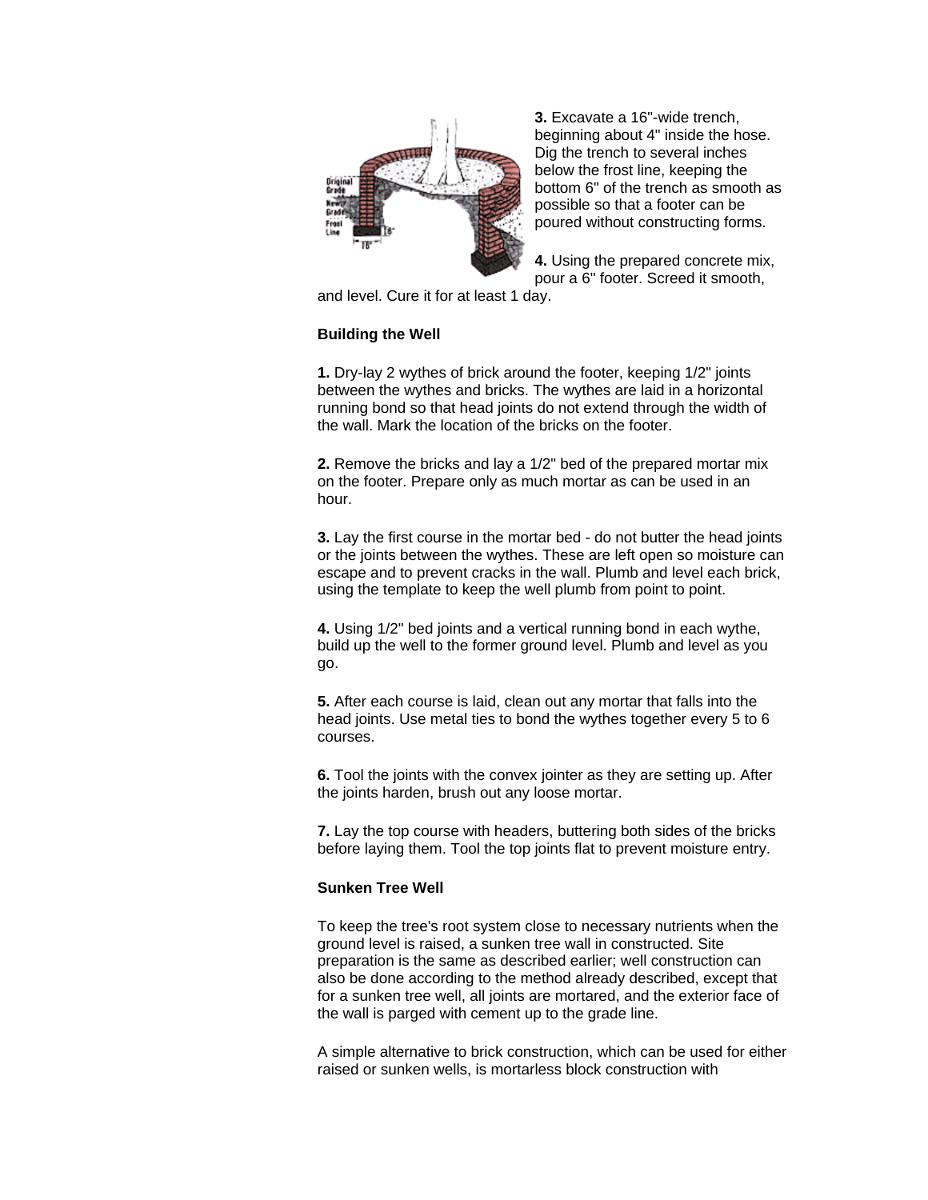**3.** Excavate a 16"-wide trench, beginning about 4" inside the hose. Dig the trench to several inches below the frost line, keeping the bottom 6" of the trench as smooth as possible so that a footer can be poured without constructing forms.

**4.** Using the prepared concrete mix, pour a 6" footer. Screed it smooth, and level. Cure it for at least 1 day.

**Building the Well**

**1.** Dry-lay 2 wythes of brick around the footer, keeping 1/2" joints between the wythes and bricks. The wythes are laid in a horizontal running bond so that head joints do not extend through the width of the wall. Mark the location of the bricks on the footer.

**2.** Remove the bricks and lay a 1/2" bed of the prepared mortar mix on the footer. Prepare only as much mortar as can be used in an hour.

**3.** Lay the first course in the mortar bed - do not butter the head joints or the joints between the wythes. These are left open so moisture can escape and to prevent cracks in the wall. Plumb and level each brick, using the template to keep the well plumb from point to point.

**4.** Using 1/2" bed joints and a vertical running bond in each wythe, build up the well to the former ground level. Plumb and level as you go.

**5.** After each course is laid, clean out any mortar that falls into the head joints. Use metal ties to bond the wythes together every 5 to 6 courses.

**6.** Tool the joints with the convex jointer as they are setting up. After the joints harden, brush out any loose mortar.

**7.** Lay the top course with headers, buttering both sides of the bricks before laying them. Tool the top joints flat to prevent moisture entry.

**Sunken Tree Well**

To keep the tree's root system close to necessary nutrients when the ground level is raised, a sunken tree wall in constructed. Site preparation is the same as described earlier; well construction can also be done according to the method already described, except that for a sunken tree well, all joints are mortared, and the exterior face of the wall is parged with cement up to the grade line.

A simple alternative to brick construction, which can be used for either raised or sunken wells, is mortarless block construction with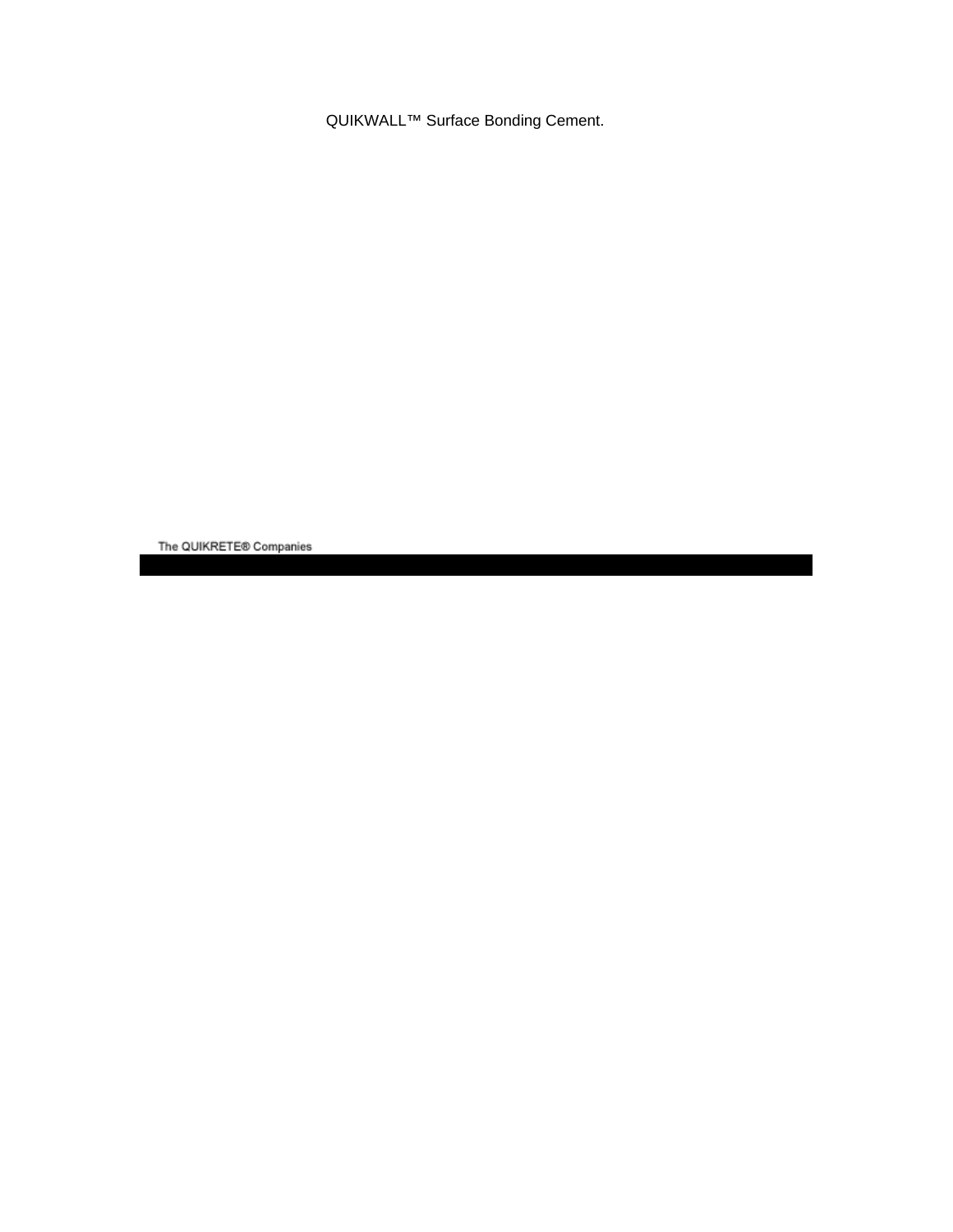QUIKWALL™ Surface Bonding Cement.

The QUIKRETE® Companies